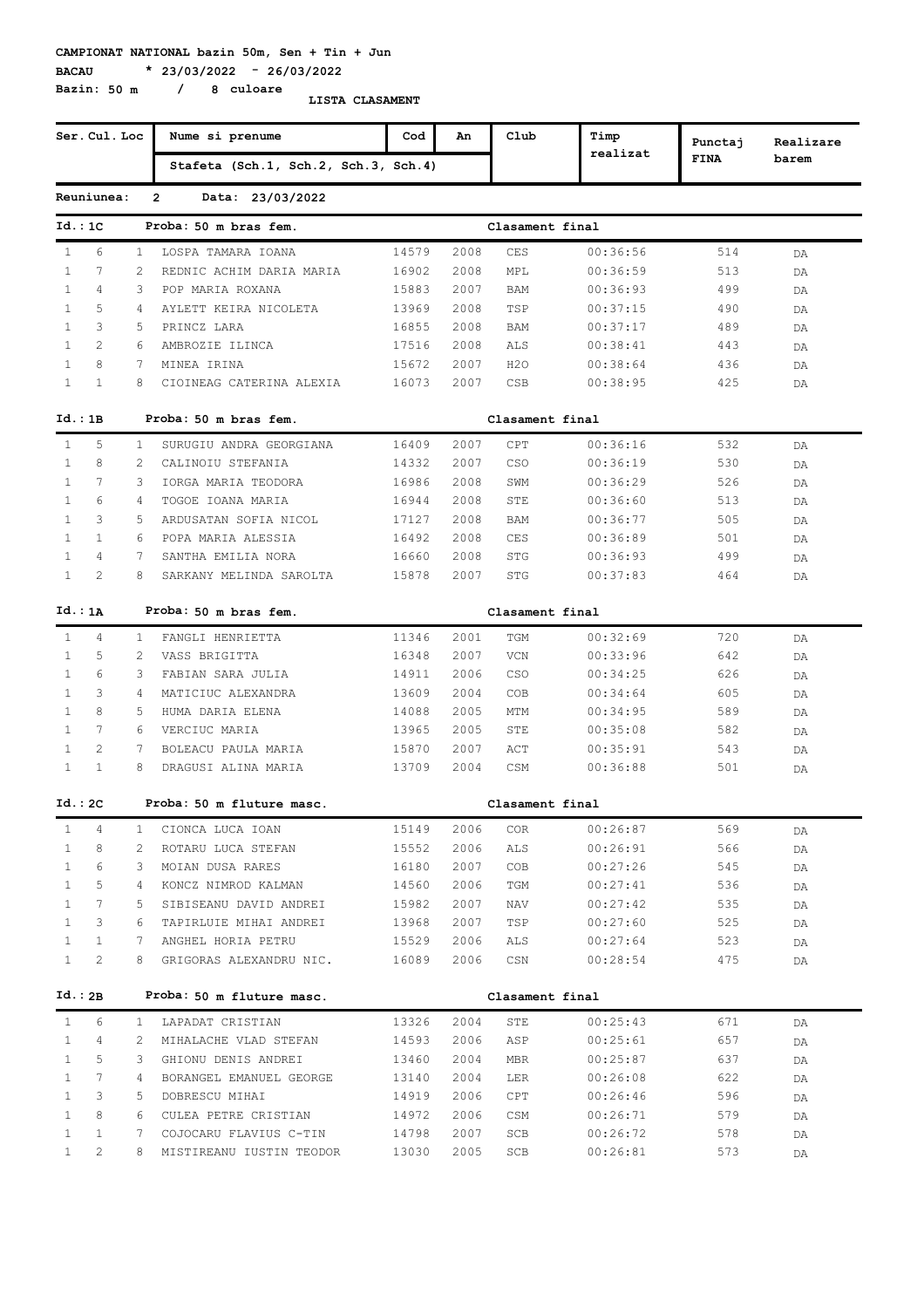**CAMPIONAT NATIONAL bazin 50m, Sen + Tin + Jun**

**BACAU * 23/03/2022 - 26/03/2022**

**Bazin: 50 m / 8 culoare**

**LISTA CLASAMENT**

| Ser. | Cul. | Loc | Nume si prenume / Stafeta (Sch.1, Sch.2, Sch.3, Sch.4) | Cod | An | Club | Timp realizat | Punctaj FINA | Realizare barem |
|---|---|---|---|---|---|---|---|---|---|

**Reuniunea: 2 Data: 23/03/2022**

**Id.: 1C Proba: 50 m bras fem. Clasament final**

| Ser. | Cul. | Loc | Nume si prenume | Cod | An | Club | Timp realizat | Punctaj FINA | Realizare barem |
|---|---|---|---|---|---|---|---|---|---|
| 1 | 6 | 1 | LOSPA TAMARA IOANA | 14579 | 2008 | CES | 00:36:56 | 514 | DA |
| 1 | 7 | 2 | REDNIC ACHIM DARIA MARIA | 16902 | 2008 | MPL | 00:36:59 | 513 | DA |
| 1 | 4 | 3 | POP MARIA ROXANA | 15883 | 2007 | BAM | 00:36:93 | 499 | DA |
| 1 | 5 | 4 | AYLETT KEIRA NICOLETA | 13969 | 2008 | TSP | 00:37:15 | 490 | DA |
| 1 | 3 | 5 | PRINCZ LARA | 16855 | 2008 | BAM | 00:37:17 | 489 | DA |
| 1 | 2 | 6 | AMBROZIE ILINCA | 17516 | 2008 | ALS | 00:38:41 | 443 | DA |
| 1 | 8 | 7 | MINEA IRINA | 15672 | 2007 | H2O | 00:38:64 | 436 | DA |
| 1 | 1 | 8 | CIOINEAG CATERINA ALEXIA | 16073 | 2007 | CSB | 00:38:95 | 425 | DA |

**Id.: 1B Proba: 50 m bras fem. Clasament final**

| Ser. | Cul. | Loc | Nume si prenume | Cod | An | Club | Timp realizat | Punctaj FINA | Realizare barem |
|---|---|---|---|---|---|---|---|---|---|
| 1 | 5 | 1 | SURUGIU ANDRA GEORGIANA | 16409 | 2007 | CPT | 00:36:16 | 532 | DA |
| 1 | 8 | 2 | CALINOIU STEFANIA | 14332 | 2007 | CSO | 00:36:19 | 530 | DA |
| 1 | 7 | 3 | IORGA MARIA TEODORA | 16986 | 2008 | SWM | 00:36:29 | 526 | DA |
| 1 | 6 | 4 | TOGOE IOANA MARIA | 16944 | 2008 | STE | 00:36:60 | 513 | DA |
| 1 | 3 | 5 | ARDUSATAN SOFIA NICOL | 17127 | 2008 | BAM | 00:36:77 | 505 | DA |
| 1 | 1 | 6 | POPA MARIA ALESSIA | 16492 | 2008 | CES | 00:36:89 | 501 | DA |
| 1 | 4 | 7 | SANTHA EMILIA NORA | 16660 | 2008 | STG | 00:36:93 | 499 | DA |
| 1 | 2 | 8 | SARKANY MELINDA SAROLTA | 15878 | 2007 | STG | 00:37:83 | 464 | DA |

**Id.: 1A Proba: 50 m bras fem. Clasament final**

| Ser. | Cul. | Loc | Nume si prenume | Cod | An | Club | Timp realizat | Punctaj FINA | Realizare barem |
|---|---|---|---|---|---|---|---|---|---|
| 1 | 4 | 1 | FANGLI HENRIETTA | 11346 | 2001 | TGM | 00:32:69 | 720 | DA |
| 1 | 5 | 2 | VASS BRIGITTA | 16348 | 2007 | VCN | 00:33:96 | 642 | DA |
| 1 | 6 | 3 | FABIAN SARA JULIA | 14911 | 2006 | CSO | 00:34:25 | 626 | DA |
| 1 | 3 | 4 | MATICIUC ALEXANDRA | 13609 | 2004 | COB | 00:34:64 | 605 | DA |
| 1 | 8 | 5 | HUMA DARIA ELENA | 14088 | 2005 | MTM | 00:34:95 | 589 | DA |
| 1 | 7 | 6 | VERCIUC MARIA | 13965 | 2005 | STE | 00:35:08 | 582 | DA |
| 1 | 2 | 7 | BOLEACU PAULA MARIA | 15870 | 2007 | ACT | 00:35:91 | 543 | DA |
| 1 | 1 | 8 | DRAGUSI ALINA MARIA | 13709 | 2004 | CSM | 00:36:88 | 501 | DA |

**Id.: 2C Proba: 50 m fluture masc. Clasament final**

| Ser. | Cul. | Loc | Nume si prenume | Cod | An | Club | Timp realizat | Punctaj FINA | Realizare barem |
|---|---|---|---|---|---|---|---|---|---|
| 1 | 4 | 1 | CIONCA LUCA IOAN | 15149 | 2006 | COR | 00:26:87 | 569 | DA |
| 1 | 8 | 2 | ROTARU LUCA STEFAN | 15552 | 2006 | ALS | 00:26:91 | 566 | DA |
| 1 | 6 | 3 | MOIAN DUSA RARES | 16180 | 2007 | COB | 00:27:26 | 545 | DA |
| 1 | 5 | 4 | KONCZ NIMROD KALMAN | 14560 | 2006 | TGM | 00:27:41 | 536 | DA |
| 1 | 7 | 5 | SIBISEANU DAVID ANDREI | 15982 | 2007 | NAV | 00:27:42 | 535 | DA |
| 1 | 3 | 6 | TAPIRLUIE MIHAI ANDREI | 13968 | 2007 | TSP | 00:27:60 | 525 | DA |
| 1 | 1 | 7 | ANGHEL HORIA PETRU | 15529 | 2006 | ALS | 00:27:64 | 523 | DA |
| 1 | 2 | 8 | GRIGORAS ALEXANDRU NIC. | 16089 | 2006 | CSN | 00:28:54 | 475 | DA |

**Id.: 2B Proba: 50 m fluture masc. Clasament final**

| Ser. | Cul. | Loc | Nume si prenume | Cod | An | Club | Timp realizat | Punctaj FINA | Realizare barem |
|---|---|---|---|---|---|---|---|---|---|
| 1 | 6 | 1 | LAPADAT CRISTIAN | 13326 | 2004 | STE | 00:25:43 | 671 | DA |
| 1 | 4 | 2 | MIHALACHE VLAD STEFAN | 14593 | 2006 | ASP | 00:25:61 | 657 | DA |
| 1 | 5 | 3 | GHIONU DENIS ANDREI | 13460 | 2004 | MBR | 00:25:87 | 637 | DA |
| 1 | 7 | 4 | BORANGEL EMANUEL GEORGE | 13140 | 2004 | LER | 00:26:08 | 622 | DA |
| 1 | 3 | 5 | DOBRESCU MIHAI | 14919 | 2006 | CPT | 00:26:46 | 596 | DA |
| 1 | 8 | 6 | CULEA PETRE CRISTIAN | 14972 | 2006 | CSM | 00:26:71 | 579 | DA |
| 1 | 1 | 7 | COJOCARU FLAVIUS C-TIN | 14798 | 2007 | SCB | 00:26:72 | 578 | DA |
| 1 | 2 | 8 | MISTIREANU IUSTIN TEODOR | 13030 | 2005 | SCB | 00:26:81 | 573 | DA |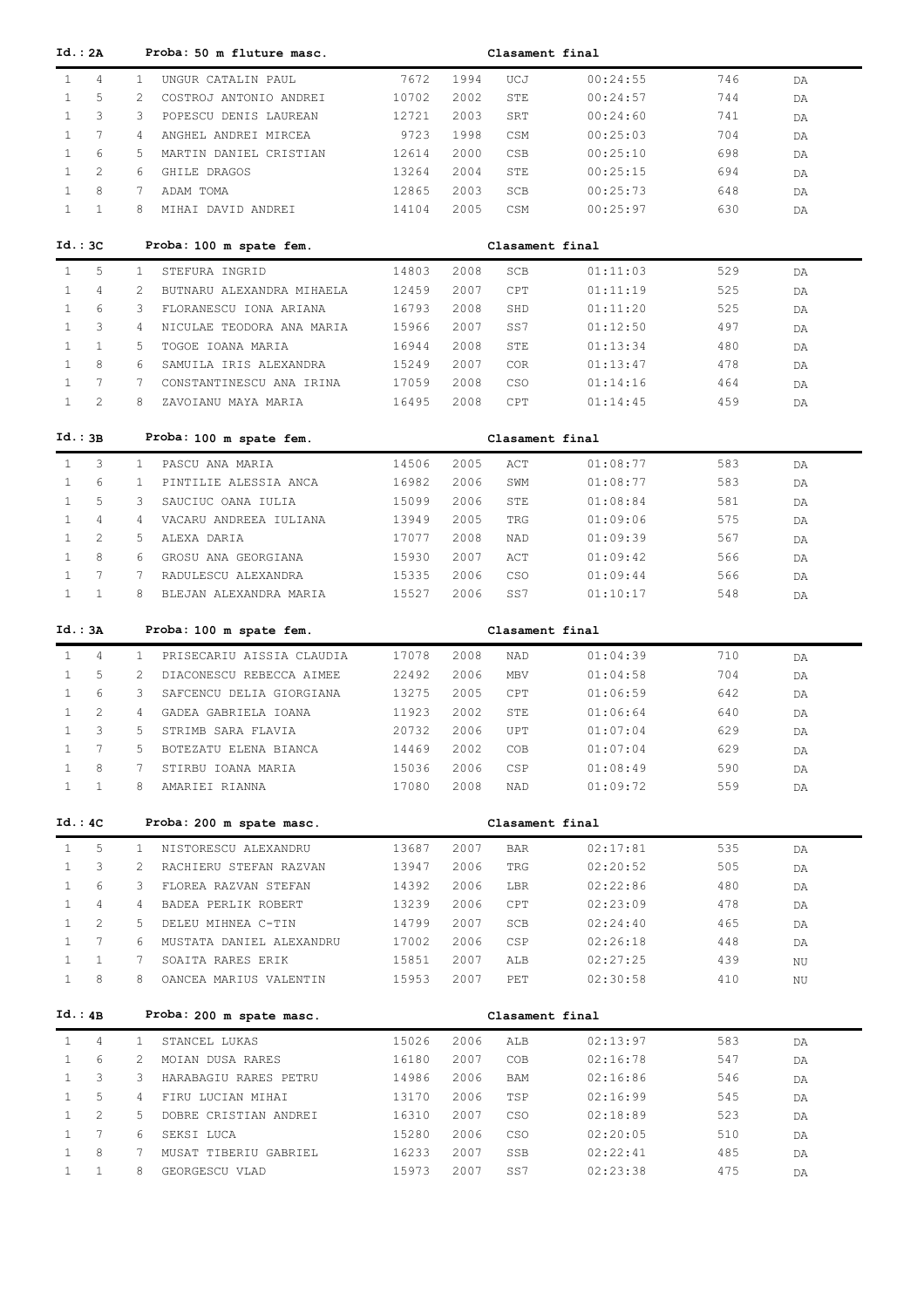**Id.: 2A** **Proba: 50 m fluture masc.** **Clasament final**

| | | | | | | | | | |
|---|---|---|---|---|---|---|---|---|---|
| 1 | 4 | 1 | UNGUR CATALIN PAUL | 7672 | 1994 | UCJ | 00:24:55 | 746 | DA |
| 1 | 5 | 2 | COSTROJ ANTONIO ANDREI | 10702 | 2002 | STE | 00:24:57 | 744 | DA |
| 1 | 3 | 3 | POPESCU DENIS LAUREAN | 12721 | 2003 | SRT | 00:24:60 | 741 | DA |
| 1 | 7 | 4 | ANGHEL ANDREI MIRCEA | 9723 | 1998 | CSM | 00:25:03 | 704 | DA |
| 1 | 6 | 5 | MARTIN DANIEL CRISTIAN | 12614 | 2000 | CSB | 00:25:10 | 698 | DA |
| 1 | 2 | 6 | GHILE DRAGOS | 13264 | 2004 | STE | 00:25:15 | 694 | DA |
| 1 | 8 | 7 | ADAM TOMA | 12865 | 2003 | SCB | 00:25:73 | 648 | DA |
| 1 | 1 | 8 | MIHAI DAVID ANDREI | 14104 | 2005 | CSM | 00:25:97 | 630 | DA |

**Id.: 3C** **Proba: 100 m spate fem.** **Clasament final**

| | | | | | | | | | |
|---|---|---|---|---|---|---|---|---|---|
| 1 | 5 | 1 | STEFURA INGRID | 14803 | 2008 | SCB | 01:11:03 | 529 | DA |
| 1 | 4 | 2 | BUTNARU ALEXANDRA MIHAELA | 12459 | 2007 | CPT | 01:11:19 | 525 | DA |
| 1 | 6 | 3 | FLORANESCU IONA ARIANA | 16793 | 2008 | SHD | 01:11:20 | 525 | DA |
| 1 | 3 | 4 | NICULAE TEODORA ANA MARIA | 15966 | 2007 | SS7 | 01:12:50 | 497 | DA |
| 1 | 1 | 5 | TOGOE IOANA MARIA | 16944 | 2008 | STE | 01:13:34 | 480 | DA |
| 1 | 8 | 6 | SAMUILA IRIS ALEXANDRA | 15249 | 2007 | COR | 01:13:47 | 478 | DA |
| 1 | 7 | 7 | CONSTANTINESCU ANA IRINA | 17059 | 2008 | CSO | 01:14:16 | 464 | DA |
| 1 | 2 | 8 | ZAVOIANU MAYA MARIA | 16495 | 2008 | CPT | 01:14:45 | 459 | DA |

**Id.: 3B** **Proba: 100 m spate fem.** **Clasament final**

| | | | | | | | | | |
|---|---|---|---|---|---|---|---|---|---|
| 1 | 3 | 1 | PASCU ANA MARIA | 14506 | 2005 | ACT | 01:08:77 | 583 | DA |
| 1 | 6 | 1 | PINTILIE ALESSIA ANCA | 16982 | 2006 | SWM | 01:08:77 | 583 | DA |
| 1 | 5 | 3 | SAUCIUC OANA IULIA | 15099 | 2006 | STE | 01:08:84 | 581 | DA |
| 1 | 4 | 4 | VACARU ANDREEA IULIANA | 13949 | 2005 | TRG | 01:09:06 | 575 | DA |
| 1 | 2 | 5 | ALEXA DARIA | 17077 | 2008 | NAD | 01:09:39 | 567 | DA |
| 1 | 8 | 6 | GROSU ANA GEORGIANA | 15930 | 2007 | ACT | 01:09:42 | 566 | DA |
| 1 | 7 | 7 | RADULESCU ALEXANDRA | 15335 | 2006 | CSO | 01:09:44 | 566 | DA |
| 1 | 1 | 8 | BLEJAN ALEXANDRA MARIA | 15527 | 2006 | SS7 | 01:10:17 | 548 | DA |

**Id.: 3A** **Proba: 100 m spate fem.** **Clasament final**

| | | | | | | | | | |
|---|---|---|---|---|---|---|---|---|---|
| 1 | 4 | 1 | PRISECARIU AISSIA CLAUDIA | 17078 | 2008 | NAD | 01:04:39 | 710 | DA |
| 1 | 5 | 2 | DIACONESCU REBECCA AIMEE | 22492 | 2006 | MBV | 01:04:58 | 704 | DA |
| 1 | 6 | 3 | SAFCENCU DELIA GIORGIANA | 13275 | 2005 | CPT | 01:06:59 | 642 | DA |
| 1 | 2 | 4 | GADEA GABRIELA IOANA | 11923 | 2002 | STE | 01:06:64 | 640 | DA |
| 1 | 3 | 5 | STRIMB SARA FLAVIA | 20732 | 2006 | UPT | 01:07:04 | 629 | DA |
| 1 | 7 | 5 | BOTEZATU ELENA BIANCA | 14469 | 2002 | COB | 01:07:04 | 629 | DA |
| 1 | 8 | 7 | STIRBU IOANA MARIA | 15036 | 2006 | CSP | 01:08:49 | 590 | DA |
| 1 | 1 | 8 | AMARIEI RIANNA | 17080 | 2008 | NAD | 01:09:72 | 559 | DA |

**Id.: 4C** **Proba: 200 m spate masc.** **Clasament final**

| | | | | | | | | | |
|---|---|---|---|---|---|---|---|---|---|
| 1 | 5 | 1 | NISTORESCU ALEXANDRU | 13687 | 2007 | BAR | 02:17:81 | 535 | DA |
| 1 | 3 | 2 | RACHIERU STEFAN RAZVAN | 13947 | 2006 | TRG | 02:20:52 | 505 | DA |
| 1 | 6 | 3 | FLOREA RAZVAN STEFAN | 14392 | 2006 | LBR | 02:22:86 | 480 | DA |
| 1 | 4 | 4 | BADEA PERLIK ROBERT | 13239 | 2006 | CPT | 02:23:09 | 478 | DA |
| 1 | 2 | 5 | DELEU MIHNEA C-TIN | 14799 | 2007 | SCB | 02:24:40 | 465 | DA |
| 1 | 7 | 6 | MUSTATA DANIEL ALEXANDRU | 17002 | 2006 | CSP | 02:26:18 | 448 | DA |
| 1 | 1 | 7 | SOAITA RARES ERIK | 15851 | 2007 | ALB | 02:27:25 | 439 | NU |
| 1 | 8 | 8 | OANCEA MARIUS VALENTIN | 15953 | 2007 | PET | 02:30:58 | 410 | NU |

**Id.: 4B** **Proba: 200 m spate masc.** **Clasament final**

| | | | | | | | | | |
|---|---|---|---|---|---|---|---|---|---|
| 1 | 4 | 1 | STANCEL LUKAS | 15026 | 2006 | ALB | 02:13:97 | 583 | DA |
| 1 | 6 | 2 | MOIAN DUSA RARES | 16180 | 2007 | COB | 02:16:78 | 547 | DA |
| 1 | 3 | 3 | HARABAGIU RARES PETRU | 14986 | 2006 | BAM | 02:16:86 | 546 | DA |
| 1 | 5 | 4 | FIRU LUCIAN MIHAI | 13170 | 2006 | TSP | 02:16:99 | 545 | DA |
| 1 | 2 | 5 | DOBRE CRISTIAN ANDREI | 16310 | 2007 | CSO | 02:18:89 | 523 | DA |
| 1 | 7 | 6 | SEKSI LUCA | 15280 | 2006 | CSO | 02:20:05 | 510 | DA |
| 1 | 8 | 7 | MUSAT TIBERIU GABRIEL | 16233 | 2007 | SSB | 02:22:41 | 485 | DA |
| 1 | 1 | 8 | GEORGESCU VLAD | 15973 | 2007 | SS7 | 02:23:38 | 475 | DA |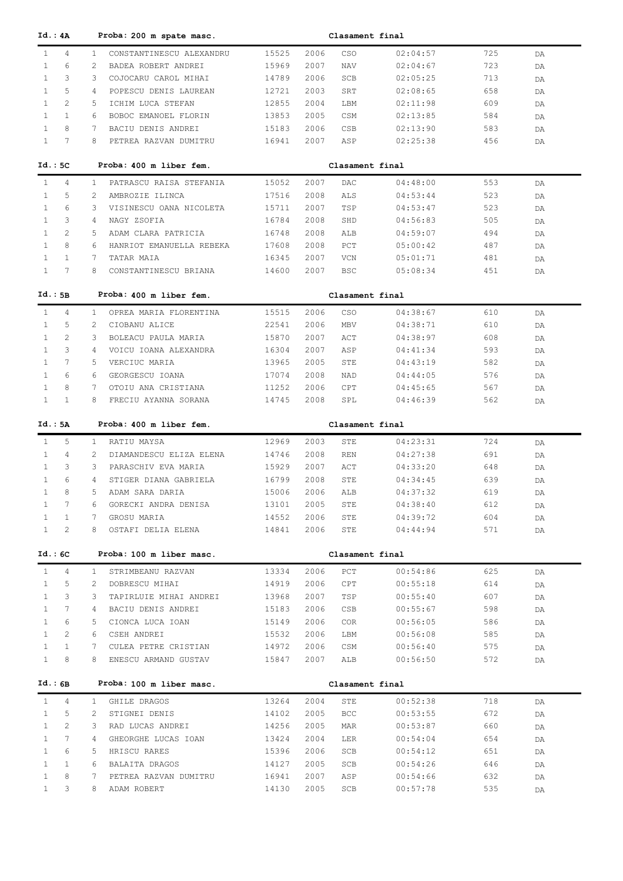**Id.: 4A** **Proba: 200 m spate masc.** **Clasament final**

| | | | | | | | | | |
|---|---|---|---|---|---|---|---|---|---|
| 1 | 4 | 1 | CONSTANTINESCU ALEXANDRU | 15525 | 2006 | CSO | 02:04:57 | 725 | DA |
| 1 | 6 | 2 | BADEA ROBERT ANDREI | 15969 | 2007 | NAV | 02:04:67 | 723 | DA |
| 1 | 3 | 3 | COJOCARU CAROL MIHAI | 14789 | 2006 | SCB | 02:05:25 | 713 | DA |
| 1 | 5 | 4 | POPESCU DENIS LAUREAN | 12721 | 2003 | SRT | 02:08:65 | 658 | DA |
| 1 | 2 | 5 | ICHIM LUCA STEFAN | 12855 | 2004 | LBM | 02:11:98 | 609 | DA |
| 1 | 1 | 6 | BOBOC EMANOEL FLORIN | 13853 | 2005 | CSM | 02:13:85 | 584 | DA |
| 1 | 8 | 7 | BACIU DENIS ANDREI | 15183 | 2006 | CSB | 02:13:90 | 583 | DA |
| 1 | 7 | 8 | PETREA RAZVAN DUMITRU | 16941 | 2007 | ASP | 02:25:38 | 456 | DA |

**Id.: 5C** **Proba: 400 m liber fem.** **Clasament final**

| | | | | | | | | | |
|---|---|---|---|---|---|---|---|---|---|
| 1 | 4 | 1 | PATRASCU RAISA STEFANIA | 15052 | 2007 | DAC | 04:48:00 | 553 | DA |
| 1 | 5 | 2 | AMBROZIE ILINCA | 17516 | 2008 | ALS | 04:53:44 | 523 | DA |
| 1 | 6 | 3 | VISINESCU OANA NICOLETA | 15711 | 2007 | TSP | 04:53:47 | 523 | DA |
| 1 | 3 | 4 | NAGY ZSOFIA | 16784 | 2008 | SHD | 04:56:83 | 505 | DA |
| 1 | 2 | 5 | ADAM CLARA PATRICIA | 16748 | 2008 | ALB | 04:59:07 | 494 | DA |
| 1 | 8 | 6 | HANRIOT EMANUELLA REBEKA | 17608 | 2008 | PCT | 05:00:42 | 487 | DA |
| 1 | 1 | 7 | TATAR MAIA | 16345 | 2007 | VCN | 05:01:71 | 481 | DA |
| 1 | 7 | 8 | CONSTANTINESCU BRIANA | 14600 | 2007 | BSC | 05:08:34 | 451 | DA |

**Id.: 5B** **Proba: 400 m liber fem.** **Clasament final**

| | | | | | | | | | |
|---|---|---|---|---|---|---|---|---|---|
| 1 | 4 | 1 | OPREA MARIA FLORENTINA | 15515 | 2006 | CSO | 04:38:67 | 610 | DA |
| 1 | 5 | 2 | CIOBANU ALICE | 22541 | 2006 | MBV | 04:38:71 | 610 | DA |
| 1 | 2 | 3 | BOLEACU PAULA MARIA | 15870 | 2007 | ACT | 04:38:97 | 608 | DA |
| 1 | 3 | 4 | VOICU IOANA ALEXANDRA | 16304 | 2007 | ASP | 04:41:34 | 593 | DA |
| 1 | 7 | 5 | VERCIUC MARIA | 13965 | 2005 | STE | 04:43:19 | 582 | DA |
| 1 | 6 | 6 | GEORGESCU IOANA | 17074 | 2008 | NAD | 04:44:05 | 576 | DA |
| 1 | 8 | 7 | OTOIU ANA CRISTIANA | 11252 | 2006 | CPT | 04:45:65 | 567 | DA |
| 1 | 1 | 8 | FRECIU AYANNA SORANA | 14745 | 2008 | SPL | 04:46:39 | 562 | DA |

**Id.: 5A** **Proba: 400 m liber fem.** **Clasament final**

| | | | | | | | | | |
|---|---|---|---|---|---|---|---|---|---|
| 1 | 5 | 1 | RATIU MAYSA | 12969 | 2003 | STE | 04:23:31 | 724 | DA |
| 1 | 4 | 2 | DIAMANDESCU ELIZA ELENA | 14746 | 2008 | REN | 04:27:38 | 691 | DA |
| 1 | 3 | 3 | PARASCHIV EVA MARIA | 15929 | 2007 | ACT | 04:33:20 | 648 | DA |
| 1 | 6 | 4 | STIGER DIANA GABRIELA | 16799 | 2008 | STE | 04:34:45 | 639 | DA |
| 1 | 8 | 5 | ADAM SARA DARIA | 15006 | 2006 | ALB | 04:37:32 | 619 | DA |
| 1 | 7 | 6 | GORECKI ANDRA DENISA | 13101 | 2005 | STE | 04:38:40 | 612 | DA |
| 1 | 1 | 7 | GROSU MARIA | 14552 | 2006 | STE | 04:39:72 | 604 | DA |
| 1 | 2 | 8 | OSTAFI DELIA ELENA | 14841 | 2006 | STE | 04:44:94 | 571 | DA |

**Id.: 6C** **Proba: 100 m liber masc.** **Clasament final**

| | | | | | | | | | |
|---|---|---|---|---|---|---|---|---|---|
| 1 | 4 | 1 | STRIMBEANU RAZVAN | 13334 | 2006 | PCT | 00:54:86 | 625 | DA |
| 1 | 5 | 2 | DOBRESCU MIHAI | 14919 | 2006 | CPT | 00:55:18 | 614 | DA |
| 1 | 3 | 3 | TAPIRLUIE MIHAI ANDREI | 13968 | 2007 | TSP | 00:55:40 | 607 | DA |
| 1 | 7 | 4 | BACIU DENIS ANDREI | 15183 | 2006 | CSB | 00:55:67 | 598 | DA |
| 1 | 6 | 5 | CIONCA LUCA IOAN | 15149 | 2006 | COR | 00:56:05 | 586 | DA |
| 1 | 2 | 6 | CSEH ANDREI | 15532 | 2006 | LBM | 00:56:08 | 585 | DA |
| 1 | 1 | 7 | CULEA PETRE CRISTIAN | 14972 | 2006 | CSM | 00:56:40 | 575 | DA |
| 1 | 8 | 8 | ENESCU ARMAND GUSTAV | 15847 | 2007 | ALB | 00:56:50 | 572 | DA |

**Id.: 6B** **Proba: 100 m liber masc.** **Clasament final**

| | | | | | | | | | |
|---|---|---|---|---|---|---|---|---|---|
| 1 | 4 | 1 | GHILE DRAGOS | 13264 | 2004 | STE | 00:52:38 | 718 | DA |
| 1 | 5 | 2 | STIGNEI DENIS | 14102 | 2005 | BCC | 00:53:55 | 672 | DA |
| 1 | 2 | 3 | RAD LUCAS ANDREI | 14256 | 2005 | MAR | 00:53:87 | 660 | DA |
| 1 | 7 | 4 | GHEORGHE LUCAS IOAN | 13424 | 2004 | LER | 00:54:04 | 654 | DA |
| 1 | 6 | 5 | HRISCU RARES | 15396 | 2006 | SCB | 00:54:12 | 651 | DA |
| 1 | 1 | 6 | BALAITA DRAGOS | 14127 | 2005 | SCB | 00:54:26 | 646 | DA |
| 1 | 8 | 7 | PETREA RAZVAN DUMITRU | 16941 | 2007 | ASP | 00:54:66 | 632 | DA |
| 1 | 3 | 8 | ADAM ROBERT | 14130 | 2005 | SCB | 00:57:78 | 535 | DA |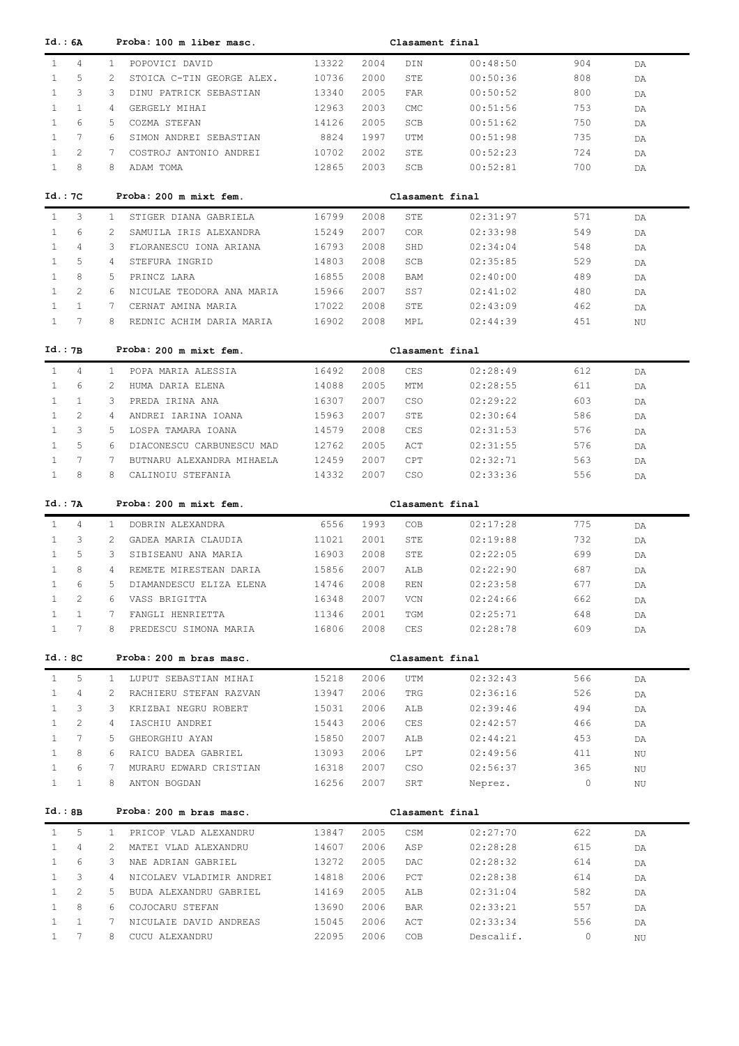**Id.: 6A** **Proba: 100 m liber masc.** **Clasament final**

| | | | | | | | | | |
|---|---|---|---|---|---|---|---|---|---|
| 1 | 4 | 1 | POPOVICI DAVID | 13322 | 2004 | DIN | 00:48:50 | 904 | DA |
| 1 | 5 | 2 | STOICA C-TIN GEORGE ALEX. | 10736 | 2000 | STE | 00:50:36 | 808 | DA |
| 1 | 3 | 3 | DINU PATRICK SEBASTIAN | 13340 | 2005 | FAR | 00:50:52 | 800 | DA |
| 1 | 1 | 4 | GERGELY MIHAI | 12963 | 2003 | CMC | 00:51:56 | 753 | DA |
| 1 | 6 | 5 | COZMA STEFAN | 14126 | 2005 | SCB | 00:51:62 | 750 | DA |
| 1 | 7 | 6 | SIMON ANDREI SEBASTIAN | 8824 | 1997 | UTM | 00:51:98 | 735 | DA |
| 1 | 2 | 7 | COSTROJ ANTONIO ANDREI | 10702 | 2002 | STE | 00:52:23 | 724 | DA |
| 1 | 8 | 8 | ADAM TOMA | 12865 | 2003 | SCB | 00:52:81 | 700 | DA |

**Id.: 7C** **Proba: 200 m mixt fem.** **Clasament final**

| | | | | | | | | | |
|---|---|---|---|---|---|---|---|---|---|
| 1 | 3 | 1 | STIGER DIANA GABRIELA | 16799 | 2008 | STE | 02:31:97 | 571 | DA |
| 1 | 6 | 2 | SAMUILA IRIS ALEXANDRA | 15249 | 2007 | COR | 02:33:98 | 549 | DA |
| 1 | 4 | 3 | FLORANESCU IONA ARIANA | 16793 | 2008 | SHD | 02:34:04 | 548 | DA |
| 1 | 5 | 4 | STEFURA INGRID | 14803 | 2008 | SCB | 02:35:85 | 529 | DA |
| 1 | 8 | 5 | PRINCZ LARA | 16855 | 2008 | BAM | 02:40:00 | 489 | DA |
| 1 | 2 | 6 | NICULAE TEODORA ANA MARIA | 15966 | 2007 | SS7 | 02:41:02 | 480 | DA |
| 1 | 1 | 7 | CERNAT AMINA MARIA | 17022 | 2008 | STE | 02:43:09 | 462 | DA |
| 1 | 7 | 8 | REDNIC ACHIM DARIA MARIA | 16902 | 2008 | MPL | 02:44:39 | 451 | NU |

**Id.: 7B** **Proba: 200 m mixt fem.** **Clasament final**

| | | | | | | | | | |
|---|---|---|---|---|---|---|---|---|---|
| 1 | 4 | 1 | POPA MARIA ALESSIA | 16492 | 2008 | CES | 02:28:49 | 612 | DA |
| 1 | 6 | 2 | HUMA DARIA ELENA | 14088 | 2005 | MTM | 02:28:55 | 611 | DA |
| 1 | 1 | 3 | PREDA IRINA ANA | 16307 | 2007 | CSO | 02:29:22 | 603 | DA |
| 1 | 2 | 4 | ANDREI IARINA IOANA | 15963 | 2007 | STE | 02:30:64 | 586 | DA |
| 1 | 3 | 5 | LOSPA TAMARA IOANA | 14579 | 2008 | CES | 02:31:53 | 576 | DA |
| 1 | 5 | 6 | DIACONESCU CARBUNESCU MAD | 12762 | 2005 | ACT | 02:31:55 | 576 | DA |
| 1 | 7 | 7 | BUTNARU ALEXANDRA MIHAELA | 12459 | 2007 | CPT | 02:32:71 | 563 | DA |
| 1 | 8 | 8 | CALINOIU STEFANIA | 14332 | 2007 | CSO | 02:33:36 | 556 | DA |

**Id.: 7A** **Proba: 200 m mixt fem.** **Clasament final**

| | | | | | | | | | |
|---|---|---|---|---|---|---|---|---|---|
| 1 | 4 | 1 | DOBRIN ALEXANDRA | 6556 | 1993 | COB | 02:17:28 | 775 | DA |
| 1 | 3 | 2 | GADEA MARIA CLAUDIA | 11021 | 2001 | STE | 02:19:88 | 732 | DA |
| 1 | 5 | 3 | SIBISEANU ANA MARIA | 16903 | 2008 | STE | 02:22:05 | 699 | DA |
| 1 | 8 | 4 | REMETE MIRESTEAN DARIA | 15856 | 2007 | ALB | 02:22:90 | 687 | DA |
| 1 | 6 | 5 | DIAMANDESCU ELIZA ELENA | 14746 | 2008 | REN | 02:23:58 | 677 | DA |
| 1 | 2 | 6 | VASS BRIGITTA | 16348 | 2007 | VCN | 02:24:66 | 662 | DA |
| 1 | 1 | 7 | FANGLI HENRIETTA | 11346 | 2001 | TGM | 02:25:71 | 648 | DA |
| 1 | 7 | 8 | PREDESCU SIMONA MARIA | 16806 | 2008 | CES | 02:28:78 | 609 | DA |

**Id.: 8C** **Proba: 200 m bras masc.** **Clasament final**

| | | | | | | | | | |
|---|---|---|---|---|---|---|---|---|---|
| 1 | 5 | 1 | LUPUT SEBASTIAN MIHAI | 15218 | 2006 | UTM | 02:32:43 | 566 | DA |
| 1 | 4 | 2 | RACHIERU STEFAN RAZVAN | 13947 | 2006 | TRG | 02:36:16 | 526 | DA |
| 1 | 3 | 3 | KRIZBAI NEGRU ROBERT | 15031 | 2006 | ALB | 02:39:46 | 494 | DA |
| 1 | 2 | 4 | IASCHIU ANDREI | 15443 | 2006 | CES | 02:42:57 | 466 | DA |
| 1 | 7 | 5 | GHEORGHIU AYAN | 15850 | 2007 | ALB | 02:44:21 | 453 | DA |
| 1 | 8 | 6 | RAICU BADEA GABRIEL | 13093 | 2006 | LPT | 02:49:56 | 411 | NU |
| 1 | 6 | 7 | MURARU EDWARD CRISTIAN | 16318 | 2007 | CSO | 02:56:37 | 365 | NU |
| 1 | 1 | 8 | ANTON BOGDAN | 16256 | 2007 | SRT | Neprez. | 0 | NU |

**Id.: 8B** **Proba: 200 m bras masc.** **Clasament final**

| | | | | | | | | | |
|---|---|---|---|---|---|---|---|---|---|
| 1 | 5 | 1 | PRICOP VLAD ALEXANDRU | 13847 | 2005 | CSM | 02:27:70 | 622 | DA |
| 1 | 4 | 2 | MATEI VLAD ALEXANDRU | 14607 | 2006 | ASP | 02:28:28 | 615 | DA |
| 1 | 6 | 3 | NAE ADRIAN GABRIEL | 13272 | 2005 | DAC | 02:28:32 | 614 | DA |
| 1 | 3 | 4 | NICOLAEV VLADIMIR ANDREI | 14818 | 2006 | PCT | 02:28:38 | 614 | DA |
| 1 | 2 | 5 | BUDA ALEXANDRU GABRIEL | 14169 | 2005 | ALB | 02:31:04 | 582 | DA |
| 1 | 8 | 6 | COJOCARU STEFAN | 13690 | 2006 | BAR | 02:33:21 | 557 | DA |
| 1 | 1 | 7 | NICULAIE DAVID ANDREAS | 15045 | 2006 | ACT | 02:33:34 | 556 | DA |
| 1 | 7 | 8 | CUCU ALEXANDRU | 22095 | 2006 | COB | Descalif. | 0 | NU |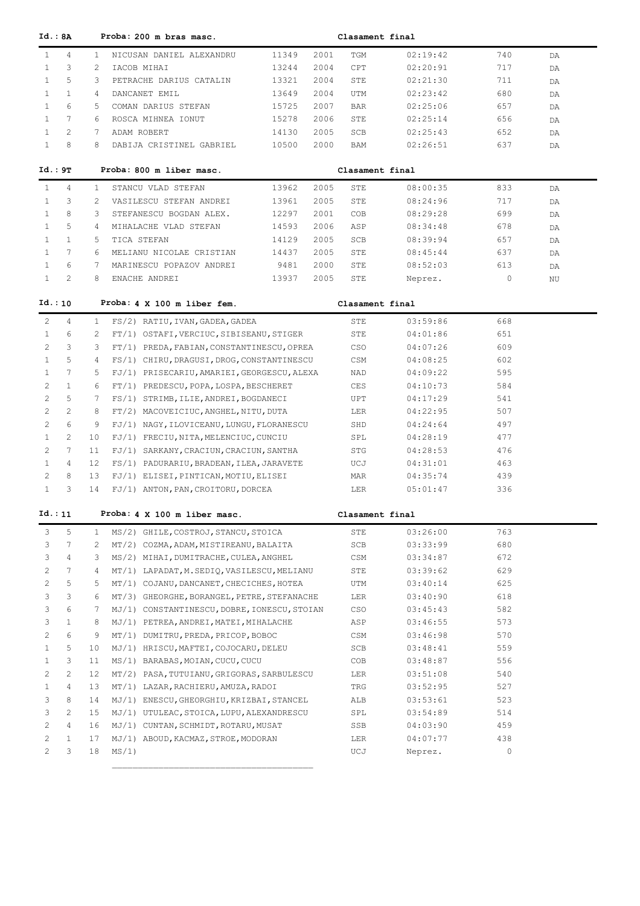**Id.: 8A** **Proba: 200 m bras masc.** **Clasament final**

| | | | | | | | | | |
|---|---|---|---|---|---|---|---|---|---|
| 1 | 4 | 1 | NICUSAN DANIEL ALEXANDRU | 11349 | 2001 | TGM | 02:19:42 | 740 | DA |
| 1 | 3 | 2 | IACOB MIHAI | 13244 | 2004 | CPT | 02:20:91 | 717 | DA |
| 1 | 5 | 3 | PETRACHE DARIUS CATALIN | 13321 | 2004 | STE | 02:21:30 | 711 | DA |
| 1 | 1 | 4 | DANCANET EMIL | 13649 | 2004 | UTM | 02:23:42 | 680 | DA |
| 1 | 6 | 5 | COMAN DARIUS STEFAN | 15725 | 2007 | BAR | 02:25:06 | 657 | DA |
| 1 | 7 | 6 | ROSCA MIHNEA IONUT | 15278 | 2006 | STE | 02:25:14 | 656 | DA |
| 1 | 2 | 7 | ADAM ROBERT | 14130 | 2005 | SCB | 02:25:43 | 652 | DA |
| 1 | 8 | 8 | DABIJA CRISTINEL GABRIEL | 10500 | 2000 | BAM | 02:26:51 | 637 | DA |

**Id.: 9T** **Proba: 800 m liber masc.** **Clasament final**

| | | | | | | | | | |
|---|---|---|---|---|---|---|---|---|---|
| 1 | 4 | 1 | STANCU VLAD STEFAN | 13962 | 2005 | STE | 08:00:35 | 833 | DA |
| 1 | 3 | 2 | VASILESCU STEFAN ANDREI | 13961 | 2005 | STE | 08:24:96 | 717 | DA |
| 1 | 8 | 3 | STEFANESCU BOGDAN ALEX. | 12297 | 2001 | COB | 08:29:28 | 699 | DA |
| 1 | 5 | 4 | MIHALACHE VLAD STEFAN | 14593 | 2006 | ASP | 08:34:48 | 678 | DA |
| 1 | 1 | 5 | TICA STEFAN | 14129 | 2005 | SCB | 08:39:94 | 657 | DA |
| 1 | 7 | 6 | MELIANU NICOLAE CRISTIAN | 14437 | 2005 | STE | 08:45:44 | 637 | DA |
| 1 | 6 | 7 | MARINESCU POPAZOV ANDREI | 9481 | 2000 | STE | 08:52:03 | 613 | DA |
| 1 | 2 | 8 | ENACHE ANDREI | 13937 | 2005 | STE | Neprez. | 0 | NU |

**Id.: 10** **Proba: 4 X 100 m liber fem.** **Clasament final**

| | | | | | | |
|---|---|---|---|---|---|---|
| 2 | 4 | 1 | FS/2) RATIU,IVAN,GADEA,GADEA | STE | 03:59:86 | 668 |
| 1 | 6 | 2 | FT/1) OSTAFI,VERCIUC,SIBISEANU,STIGER | STE | 04:01:86 | 651 |
| 2 | 3 | 3 | FT/1) PREDA,FABIAN,CONSTANTINESCU,OPREA | CSO | 04:07:26 | 609 |
| 1 | 5 | 4 | FS/1) CHIRU,DRAGUSI,DROG,CONSTANTINESCU | CSM | 04:08:25 | 602 |
| 1 | 7 | 5 | FJ/1) PRISECARIU,AMARIEI,GEORGESCU,ALEXA | NAD | 04:09:22 | 595 |
| 2 | 1 | 6 | FT/1) PREDESCU,POPA,LOSPA,BESCHERET | CES | 04:10:73 | 584 |
| 2 | 5 | 7 | FS/1) STRIMB,ILIE,ANDREI,BOGDANECI | UPT | 04:17:29 | 541 |
| 2 | 2 | 8 | FT/2) MACOVEICIUC,ANGHEL,NITU,DUTA | LER | 04:22:95 | 507 |
| 2 | 6 | 9 | FJ/1) NAGY,ILOVICEANU,LUNGU,FLORANESCU | SHD | 04:24:64 | 497 |
| 1 | 2 | 10 | FJ/1) FRECIU,NITA,MELENCIUC,CUNCIU | SPL | 04:28:19 | 477 |
| 2 | 7 | 11 | FJ/1) SARKANY,CRACIUN,CRACIUN,SANTHA | STG | 04:28:53 | 476 |
| 1 | 4 | 12 | FS/1) PADURARIU,BRADEAN,ILEA,JARAVETE | UCJ | 04:31:01 | 463 |
| 2 | 8 | 13 | FJ/1) ELISEI,PINTICAN,MOTIU,ELISEI | MAR | 04:35:74 | 439 |
| 1 | 3 | 14 | FJ/1) ANTON,PAN,CROITORU,DORCEA | LER | 05:01:47 | 336 |

**Id.: 11** **Proba: 4 X 100 m liber masc.** **Clasament final**

| | | | | | | |
|---|---|---|---|---|---|---|
| 3 | 5 | 1 | MS/2) GHILE,COSTROJ,STANCU,STOICA | STE | 03:26:00 | 763 |
| 3 | 7 | 2 | MT/2) COZMA,ADAM,MISTIREANU,BALAITA | SCB | 03:33:99 | 680 |
| 3 | 4 | 3 | MS/2) MIHAI,DUMITRACHE,CULEA,ANGHEL | CSM | 03:34:87 | 672 |
| 2 | 7 | 4 | MT/1) LAPADAT,M.SEDIQ,VASILESCU,MELIANU | STE | 03:39:62 | 629 |
| 2 | 5 | 5 | MT/1) COJANU,DANCANET,CHECICHES,HOTEA | UTM | 03:40:14 | 625 |
| 3 | 3 | 6 | MT/3) GHEORGHE,BORANGEL,PETRE,STEFANACHE | LER | 03:40:90 | 618 |
| 3 | 6 | 7 | MJ/1) CONSTANTINESCU,DOBRE,IONESCU,STOIAN | CSO | 03:45:43 | 582 |
| 3 | 1 | 8 | MJ/1) PETREA,ANDREI,MATEI,MIHALACHE | ASP | 03:46:55 | 573 |
| 2 | 6 | 9 | MT/1) DUMITRU,PREDA,PRICOP,BOBOC | CSM | 03:46:98 | 570 |
| 1 | 5 | 10 | MJ/1) HRISCU,MAFTEI,COJOCARU,DELEU | SCB | 03:48:41 | 559 |
| 1 | 3 | 11 | MS/1) BARABAS,MOIAN,CUCU,CUCU | COB | 03:48:87 | 556 |
| 2 | 2 | 12 | MT/2) PASA,TUTUIANU,GRIGORAS,SARBULESCU | LER | 03:51:08 | 540 |
| 1 | 4 | 13 | MT/1) LAZAR,RACHIERU,AMUZA,RADOI | TRG | 03:52:95 | 527 |
| 3 | 8 | 14 | MJ/1) ENESCU,GHEORGHIU,KRIZBAI,STANCEL | ALB | 03:53:61 | 523 |
| 3 | 2 | 15 | MJ/1) UTULEAC,STOICA,LUPU,ALEXANDRESCU | SPL | 03:54:89 | 514 |
| 2 | 4 | 16 | MJ/1) CUNTAN,SCHMIDT,ROTARU,MUSAT | SSB | 04:03:90 | 459 |
| 2 | 1 | 17 | MJ/1) ABOUD,KACMAZ,STROE,MODORAN | LER | 04:07:77 | 438 |
| 2 | 3 | 18 | MS/1) | UCJ | Neprez. | 0 |